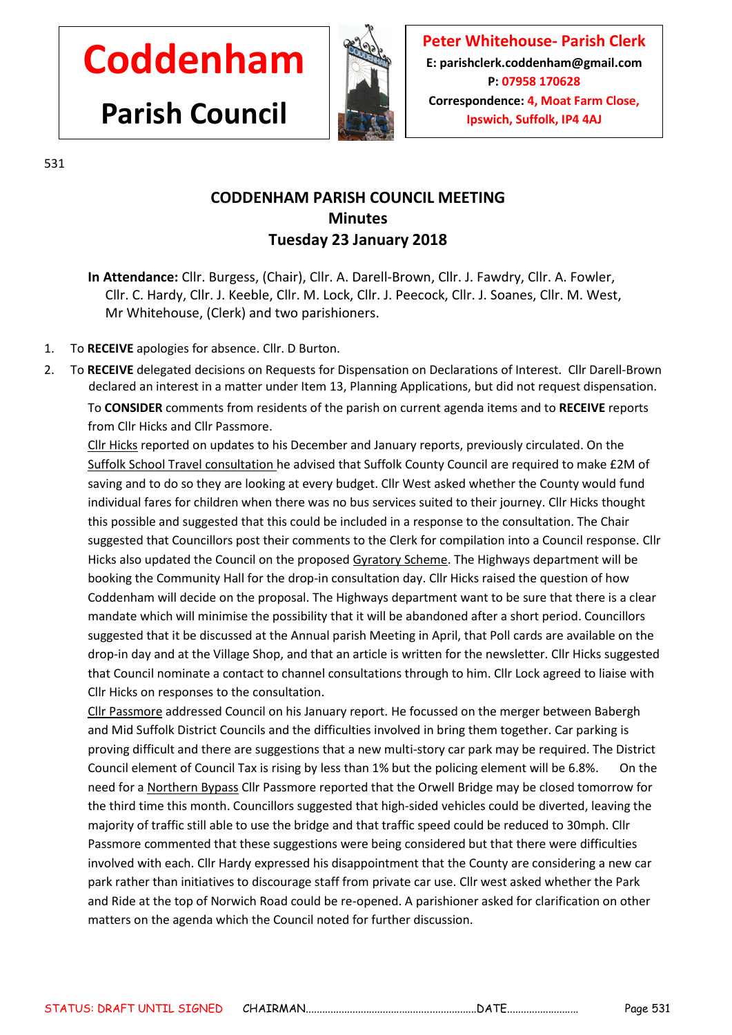# Coddenham

## Parish Council

**Peter Whitehouse- Parish Clerk**
**E: parishclerk.coddenham@gmail.com**
**P: 07958 170628**
**Correspondence: 4, Moat Farm Close, Ipswich, Suffolk, IP4 4AJ**

531

## CODDENHAM PARISH COUNCIL MEETING
## Minutes
## Tuesday 23 January 2018

**In Attendance:** Cllr. Burgess, (Chair), Cllr. A. Darell-Brown, Cllr. J. Fawdry, Cllr. A. Fowler, Cllr. C. Hardy, Cllr. J. Keeble, Cllr. M. Lock, Cllr. J. Peecock, Cllr. J. Soanes, Cllr. M. West, Mr Whitehouse, (Clerk) and two parishioners.

1. To **RECEIVE** apologies for absence. Cllr. D Burton.
2. To **RECEIVE** delegated decisions on Requests for Dispensation on Declarations of Interest. Cllr Darell-Brown declared an interest in a matter under Item 13, Planning Applications, but did not request dispensation.

   To **CONSIDER** comments from residents of the parish on current agenda items and to **RECEIVE** reports from Cllr Hicks and Cllr Passmore.

   Cllr Hicks reported on updates to his December and January reports, previously circulated. On the Suffolk School Travel consultation he advised that Suffolk County Council are required to make £2M of saving and to do so they are looking at every budget. Cllr West asked whether the County would fund individual fares for children when there was no bus services suited to their journey. Cllr Hicks thought this possible and suggested that this could be included in a response to the consultation. The Chair suggested that Councillors post their comments to the Clerk for compilation into a Council response. Cllr Hicks also updated the Council on the proposed Gyratory Scheme. The Highways department will be booking the Community Hall for the drop-in consultation day. Cllr Hicks raised the question of how Coddenham will decide on the proposal. The Highways department want to be sure that there is a clear mandate which will minimise the possibility that it will be abandoned after a short period. Councillors suggested that it be discussed at the Annual parish Meeting in April, that Poll cards are available on the drop-in day and at the Village Shop, and that an article is written for the newsletter. Cllr Hicks suggested that Council nominate a contact to channel consultations through to him. Cllr Lock agreed to liaise with Cllr Hicks on responses to the consultation.

   Cllr Passmore addressed Council on his January report. He focussed on the merger between Babergh and Mid Suffolk District Councils and the difficulties involved in bring them together. Car parking is proving difficult and there are suggestions that a new multi-story car park may be required. The District Council element of Council Tax is rising by less than 1% but the policing element will be 6.8%. On the need for a Northern Bypass Cllr Passmore reported that the Orwell Bridge may be closed tomorrow for the third time this month. Councillors suggested that high-sided vehicles could be diverted, leaving the majority of traffic still able to use the bridge and that traffic speed could be reduced to 30mph. Cllr Passmore commented that these suggestions were being considered but that there were difficulties involved with each. Cllr Hardy expressed his disappointment that the County are considering a new car park rather than initiatives to discourage staff from private car use. Cllr west asked whether the Park and Ride at the top of Norwich Road could be re-opened. A parishioner asked for clarification on other matters on the agenda which the Council noted for further discussion.

STATUS: DRAFT UNTIL SIGNED CHAIRMAN……………………………………………………DATE……………………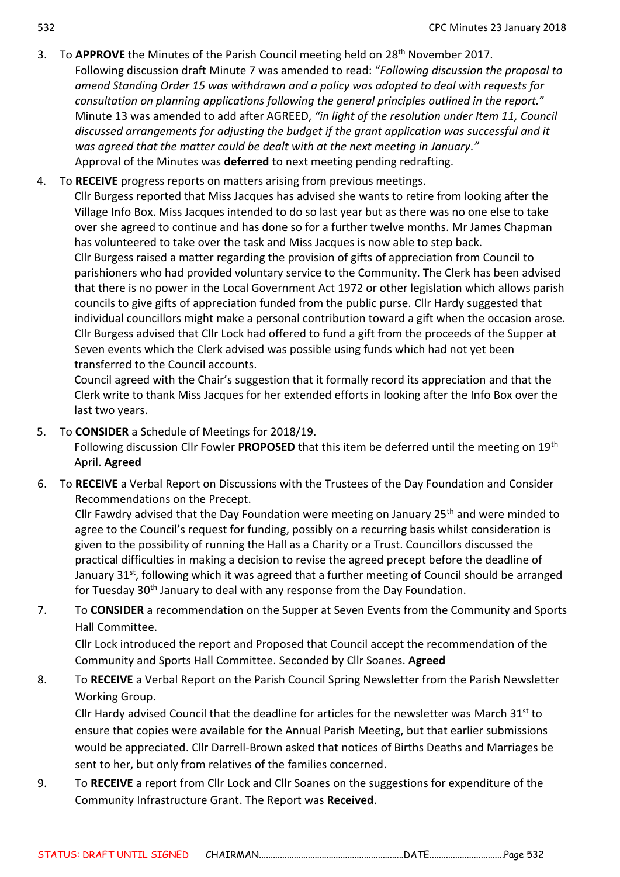3. To **APPROVE** the Minutes of the Parish Council meeting held on 28th November 2017.

   Following discussion draft Minute 7 was amended to read: "*Following discussion the proposal to amend Standing Order 15 was withdrawn and a policy was adopted to deal with requests for consultation on planning applications following the general principles outlined in the report.*"

   Minute 13 was amended to add after AGREED, *"in light of the resolution under Item 11, Council discussed arrangements for adjusting the budget if the grant application was successful and it was agreed that the matter could be dealt with at the next meeting in January."*

   Approval of the Minutes was **deferred** to next meeting pending redrafting.

4. To **RECEIVE** progress reports on matters arising from previous meetings.

   Cllr Burgess reported that Miss Jacques has advised she wants to retire from looking after the Village Info Box. Miss Jacques intended to do so last year but as there was no one else to take over she agreed to continue and has done so for a further twelve months. Mr James Chapman has volunteered to take over the task and Miss Jacques is now able to step back.

   Cllr Burgess raised a matter regarding the provision of gifts of appreciation from Council to parishioners who had provided voluntary service to the Community. The Clerk has been advised that there is no power in the Local Government Act 1972 or other legislation which allows parish councils to give gifts of appreciation funded from the public purse. Cllr Hardy suggested that individual councillors might make a personal contribution toward a gift when the occasion arose. Cllr Burgess advised that Cllr Lock had offered to fund a gift from the proceeds of the Supper at Seven events which the Clerk advised was possible using funds which had not yet been transferred to the Council accounts.

   Council agreed with the Chair's suggestion that it formally record its appreciation and that the Clerk write to thank Miss Jacques for her extended efforts in looking after the Info Box over the last two years.

5. To **CONSIDER** a Schedule of Meetings for 2018/19.

   Following discussion Cllr Fowler **PROPOSED** that this item be deferred until the meeting on 19th April. **Agreed**

6. To **RECEIVE** a Verbal Report on Discussions with the Trustees of the Day Foundation and Consider Recommendations on the Precept.

   Cllr Fawdry advised that the Day Foundation were meeting on January 25th and were minded to agree to the Council's request for funding, possibly on a recurring basis whilst consideration is given to the possibility of running the Hall as a Charity or a Trust. Councillors discussed the practical difficulties in making a decision to revise the agreed precept before the deadline of January 31st, following which it was agreed that a further meeting of Council should be arranged for Tuesday 30th January to deal with any response from the Day Foundation.

7. To **CONSIDER** a recommendation on the Supper at Seven Events from the Community and Sports Hall Committee.

   Cllr Lock introduced the report and Proposed that Council accept the recommendation of the Community and Sports Hall Committee. Seconded by Cllr Soanes. **Agreed**

8. To **RECEIVE** a Verbal Report on the Parish Council Spring Newsletter from the Parish Newsletter Working Group.

   Cllr Hardy advised Council that the deadline for articles for the newsletter was March 31st to ensure that copies were available for the Annual Parish Meeting, but that earlier submissions would be appreciated. Cllr Darrell-Brown asked that notices of Births Deaths and Marriages be sent to her, but only from relatives of the families concerned.

9. To **RECEIVE** a report from Cllr Lock and Cllr Soanes on the suggestions for expenditure of the Community Infrastructure Grant. The Report was **Received**.

STATUS: DRAFT UNTIL SIGNED CHAIRMAN…………………………………………………DATE……………………………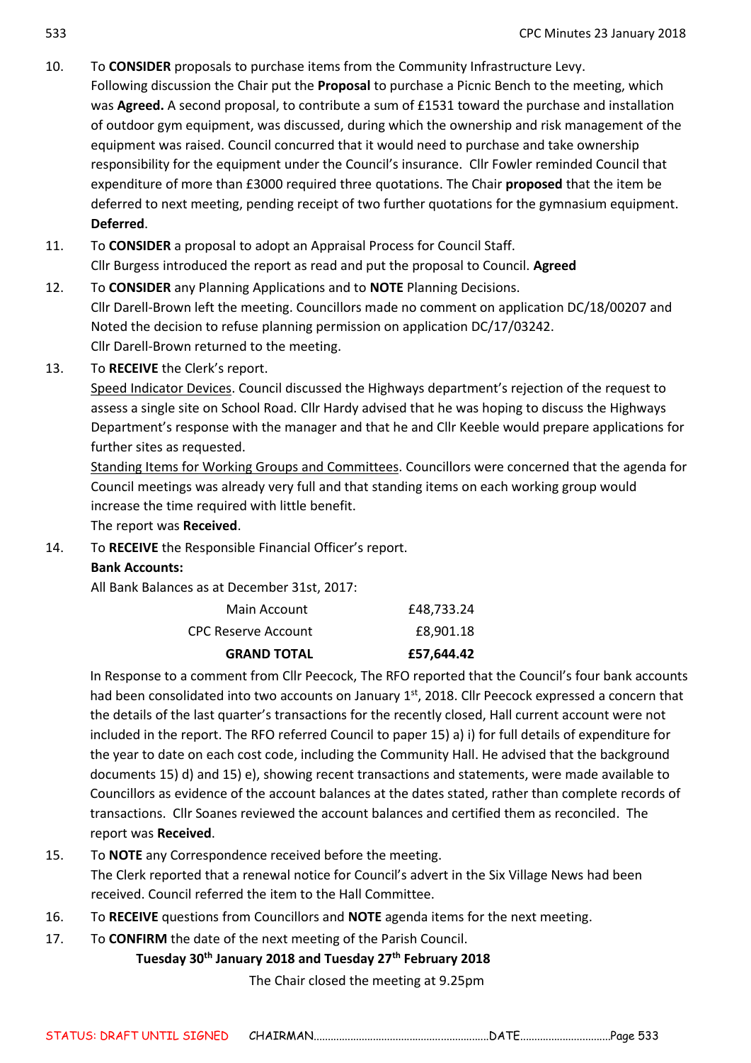10. To **CONSIDER** proposals to purchase items from the Community Infrastructure Levy.
    Following discussion the Chair put the **Proposal** to purchase a Picnic Bench to the meeting, which was **Agreed.** A second proposal, to contribute a sum of £1531 toward the purchase and installation of outdoor gym equipment, was discussed, during which the ownership and risk management of the equipment was raised. Council concurred that it would need to purchase and take ownership responsibility for the equipment under the Council's insurance. Cllr Fowler reminded Council that expenditure of more than £3000 required three quotations. The Chair **proposed** that the item be deferred to next meeting, pending receipt of two further quotations for the gymnasium equipment. **Deferred**.

11. To **CONSIDER** a proposal to adopt an Appraisal Process for Council Staff.
    Cllr Burgess introduced the report as read and put the proposal to Council. **Agreed**

12. To **CONSIDER** any Planning Applications and to **NOTE** Planning Decisions.
    Cllr Darell-Brown left the meeting. Councillors made no comment on application DC/18/00207 and Noted the decision to refuse planning permission on application DC/17/03242.
    Cllr Darell-Brown returned to the meeting.

13. To **RECEIVE** the Clerk's report.
    Speed Indicator Devices. Council discussed the Highways department's rejection of the request to assess a single site on School Road. Cllr Hardy advised that he was hoping to discuss the Highways Department's response with the manager and that he and Cllr Keeble would prepare applications for further sites as requested.
    Standing Items for Working Groups and Committees. Councillors were concerned that the agenda for Council meetings was already very full and that standing items on each working group would increase the time required with little benefit.
    The report was **Received**.

14. To **RECEIVE** the Responsible Financial Officer's report.
    **Bank Accounts:**
    All Bank Balances as at December 31st, 2017:

| | |
|---|---|
| Main Account | £48,733.24 |
| CPC Reserve Account | £8,901.18 |
| **GRAND TOTAL** | **£57,644.42** |

    In Response to a comment from Cllr Peecock, The RFO reported that the Council's four bank accounts had been consolidated into two accounts on January 1st, 2018. Cllr Peecock expressed a concern that the details of the last quarter's transactions for the recently closed, Hall current account were not included in the report. The RFO referred Council to paper 15) a) i) for full details of expenditure for the year to date on each cost code, including the Community Hall. He advised that the background documents 15) d) and 15) e), showing recent transactions and statements, were made available to Councillors as evidence of the account balances at the dates stated, rather than complete records of transactions. Cllr Soanes reviewed the account balances and certified them as reconciled. The report was **Received**.

15. To **NOTE** any Correspondence received before the meeting.
    The Clerk reported that a renewal notice for Council's advert in the Six Village News had been received. Council referred the item to the Hall Committee.

16. To **RECEIVE** questions from Councillors and **NOTE** agenda items for the next meeting.

17. To **CONFIRM** the date of the next meeting of the Parish Council.
    **Tuesday 30th January 2018 and Tuesday 27th February 2018**

The Chair closed the meeting at 9.25pm

STATUS: DRAFT UNTIL SIGNED CHAIRMAN.................................................DATE...............................